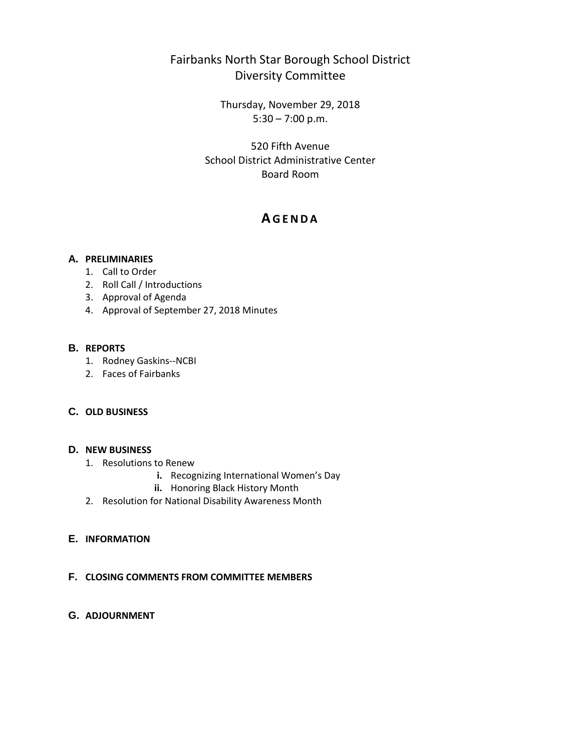# Fairbanks North Star Borough School District
# Diversity Committee

Thursday, November 29, 2018
5:30 – 7:00 p.m.

520 Fifth Avenue
School District Administrative Center
Board Room

## AGENDA

**A. PRELIMINARIES**
1. Call to Order
2. Roll Call / Introductions
3. Approval of Agenda
4. Approval of September 27, 2018 Minutes

**B. REPORTS**
1. Rodney Gaskins--NCBI
2. Faces of Fairbanks

**C. OLD BUSINESS**

**D. NEW BUSINESS**
1. Resolutions to Renew
   - **i.** Recognizing International Women's Day
   - **ii.** Honoring Black History Month
2. Resolution for National Disability Awareness Month

**E. INFORMATION**

**F. CLOSING COMMENTS FROM COMMITTEE MEMBERS**

**G. ADJOURNMENT**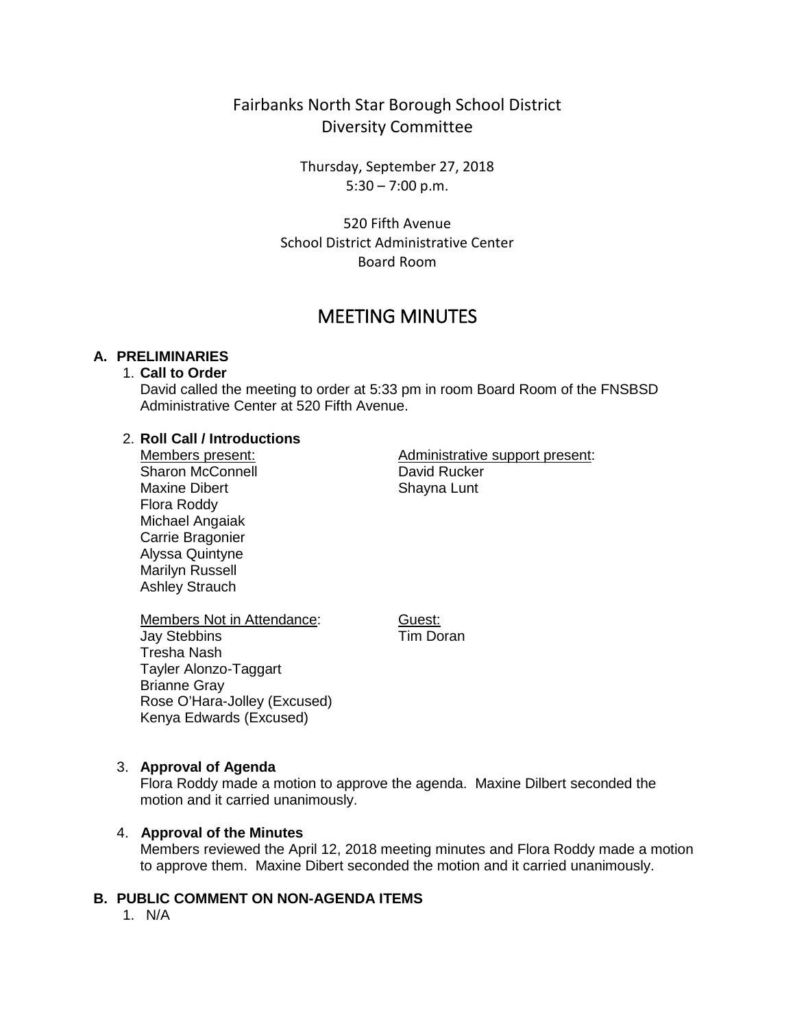Fairbanks North Star Borough School District
Diversity Committee

Thursday, September 27, 2018
5:30 – 7:00 p.m.

520 Fifth Avenue
School District Administrative Center
Board Room

# MEETING MINUTES

## A. PRELIMINARIES

1. **Call to Order**
   David called the meeting to order at 5:33 pm in room Board Room of the FNSBSD Administrative Center at 520 Fifth Avenue.

2. **Roll Call / Introductions**

   Members present:
   Sharon McConnell
   Maxine Dibert
   Flora Roddy
   Michael Angaiak
   Carrie Bragonier
   Alyssa Quintyne
   Marilyn Russell
   Ashley Strauch

   Administrative support present:
   David Rucker
   Shayna Lunt

   Members Not in Attendance:
   Jay Stebbins
   Tresha Nash
   Tayler Alonzo-Taggart
   Brianne Gray
   Rose O'Hara-Jolley (Excused)
   Kenya Edwards (Excused)

   Guest:
   Tim Doran

3. **Approval of Agenda**
   Flora Roddy made a motion to approve the agenda. Maxine Dilbert seconded the motion and it carried unanimously.

4. **Approval of the Minutes**
   Members reviewed the April 12, 2018 meeting minutes and Flora Roddy made a motion to approve them. Maxine Dibert seconded the motion and it carried unanimously.

## B. PUBLIC COMMENT ON NON-AGENDA ITEMS

1. N/A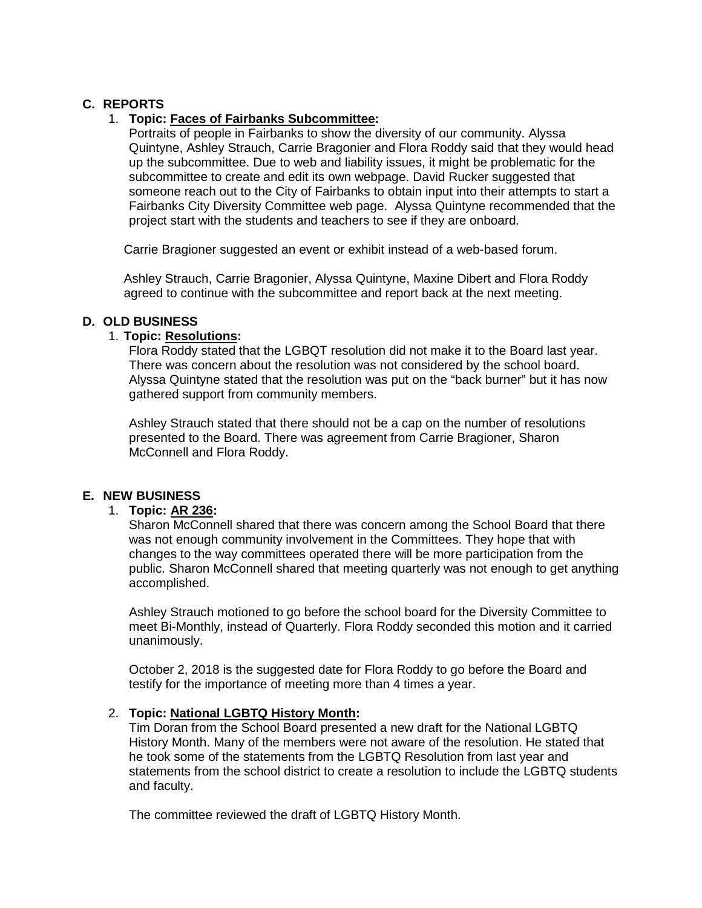## C. REPORTS

1. **Topic: Faces of Fairbanks Subcommittee:**
   Portraits of people in Fairbanks to show the diversity of our community. Alyssa Quintyne, Ashley Strauch, Carrie Bragonier and Flora Roddy said that they would head up the subcommittee. Due to web and liability issues, it might be problematic for the subcommittee to create and edit its own webpage. David Rucker suggested that someone reach out to the City of Fairbanks to obtain input into their attempts to start a Fairbanks City Diversity Committee web page. Alyssa Quintyne recommended that the project start with the students and teachers to see if they are onboard.

   Carrie Bragioner suggested an event or exhibit instead of a web-based forum.

   Ashley Strauch, Carrie Bragonier, Alyssa Quintyne, Maxine Dibert and Flora Roddy agreed to continue with the subcommittee and report back at the next meeting.

## D. OLD BUSINESS

1. **Topic: Resolutions:**
   Flora Roddy stated that the LGBQT resolution did not make it to the Board last year. There was concern about the resolution was not considered by the school board. Alyssa Quintyne stated that the resolution was put on the "back burner" but it has now gathered support from community members.

   Ashley Strauch stated that there should not be a cap on the number of resolutions presented to the Board. There was agreement from Carrie Bragioner, Sharon McConnell and Flora Roddy.

## E. NEW BUSINESS

1. **Topic: AR 236:**
   Sharon McConnell shared that there was concern among the School Board that there was not enough community involvement in the Committees. They hope that with changes to the way committees operated there will be more participation from the public. Sharon McConnell shared that meeting quarterly was not enough to get anything accomplished.

   Ashley Strauch motioned to go before the school board for the Diversity Committee to meet Bi-Monthly, instead of Quarterly. Flora Roddy seconded this motion and it carried unanimously.

   October 2, 2018 is the suggested date for Flora Roddy to go before the Board and testify for the importance of meeting more than 4 times a year.

2. **Topic: National LGBTQ History Month:**
   Tim Doran from the School Board presented a new draft for the National LGBTQ History Month. Many of the members were not aware of the resolution. He stated that he took some of the statements from the LGBTQ Resolution from last year and statements from the school district to create a resolution to include the LGBTQ students and faculty.

   The committee reviewed the draft of LGBTQ History Month.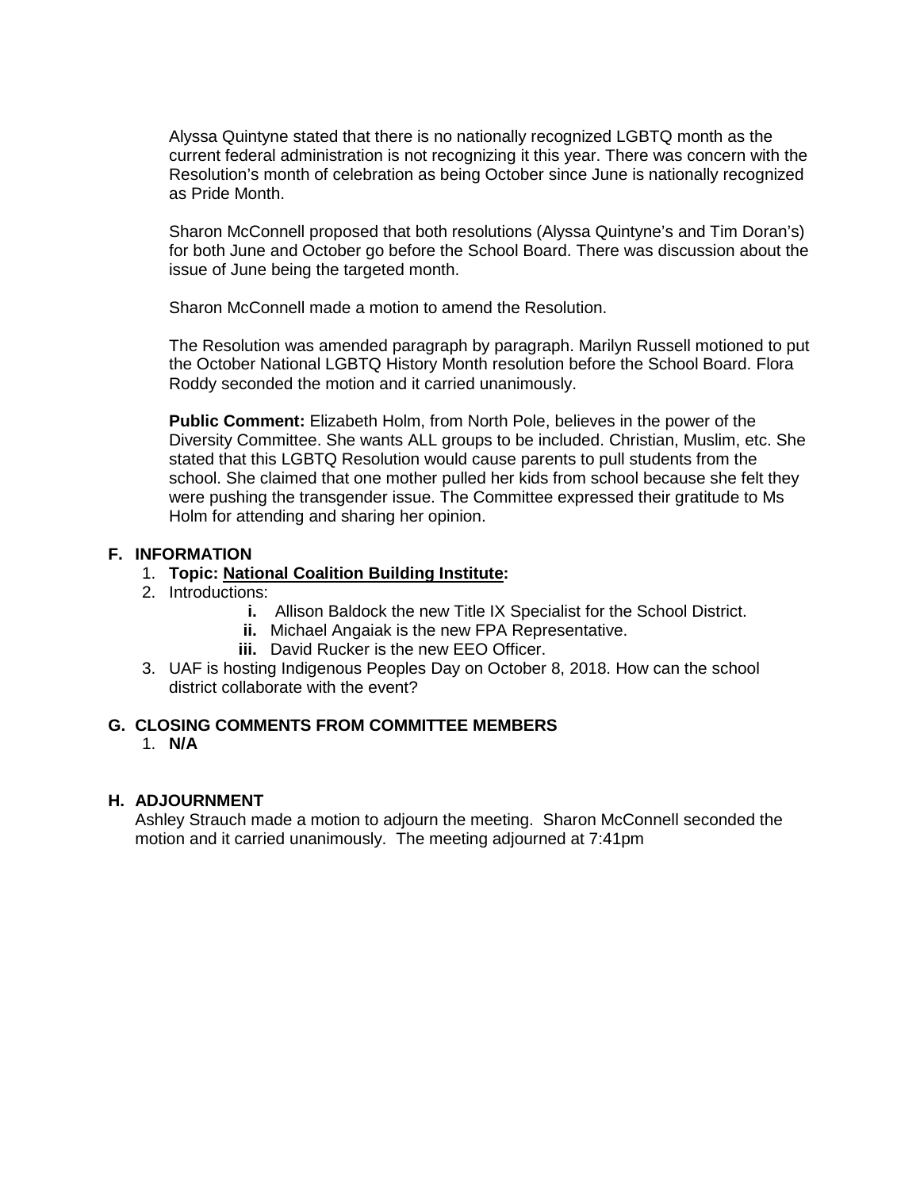Alyssa Quintyne stated that there is no nationally recognized LGBTQ month as the current federal administration is not recognizing it this year. There was concern with the Resolution's month of celebration as being October since June is nationally recognized as Pride Month.

Sharon McConnell proposed that both resolutions (Alyssa Quintyne's and Tim Doran's) for both June and October go before the School Board. There was discussion about the issue of June being the targeted month.

Sharon McConnell made a motion to amend the Resolution.

The Resolution was amended paragraph by paragraph. Marilyn Russell motioned to put the October National LGBTQ History Month resolution before the School Board. Flora Roddy seconded the motion and it carried unanimously.

**Public Comment:** Elizabeth Holm, from North Pole, believes in the power of the Diversity Committee. She wants ALL groups to be included. Christian, Muslim, etc. She stated that this LGBTQ Resolution would cause parents to pull students from the school. She claimed that one mother pulled her kids from school because she felt they were pushing the transgender issue. The Committee expressed their gratitude to Ms Holm for attending and sharing her opinion.

## F. INFORMATION

1. **Topic: <u>National Coalition Building Institute</u>:**
2. Introductions:
   - **i.** Allison Baldock the new Title IX Specialist for the School District.
   - **ii.** Michael Angaiak is the new FPA Representative.
   - **iii.** David Rucker is the new EEO Officer.
3. UAF is hosting Indigenous Peoples Day on October 8, 2018. How can the school district collaborate with the event?

## G. CLOSING COMMENTS FROM COMMITTEE MEMBERS

1. **N/A**

## H. ADJOURNMENT

Ashley Strauch made a motion to adjourn the meeting. Sharon McConnell seconded the motion and it carried unanimously. The meeting adjourned at 7:41pm